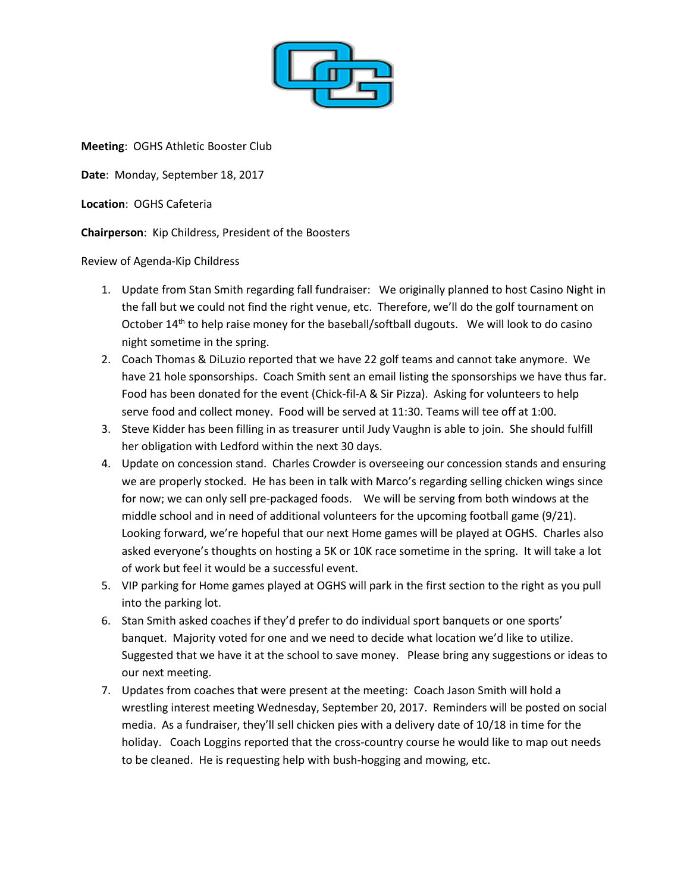**Meeting**: OGHS Athletic Booster Club

**Date**: Monday, September 18, 2017

**Location**: OGHS Cafeteria

**Chairperson**: Kip Childress, President of the Boosters

Review of Agenda-Kip Childress

1. Update from Stan Smith regarding fall fundraiser: We originally planned to host Casino Night in the fall but we could not find the right venue, etc. Therefore, we'll do the golf tournament on October 14th to help raise money for the baseball/softball dugouts. We will look to do casino night sometime in the spring.
2. Coach Thomas & DiLuzio reported that we have 22 golf teams and cannot take anymore. We have 21 hole sponsorships. Coach Smith sent an email listing the sponsorships we have thus far. Food has been donated for the event (Chick-fil-A & Sir Pizza). Asking for volunteers to help serve food and collect money. Food will be served at 11:30. Teams will tee off at 1:00.
3. Steve Kidder has been filling in as treasurer until Judy Vaughn is able to join. She should fulfill her obligation with Ledford within the next 30 days.
4. Update on concession stand. Charles Crowder is overseeing our concession stands and ensuring we are properly stocked. He has been in talk with Marco's regarding selling chicken wings since for now; we can only sell pre-packaged foods. We will be serving from both windows at the middle school and in need of additional volunteers for the upcoming football game (9/21). Looking forward, we're hopeful that our next Home games will be played at OGHS. Charles also asked everyone's thoughts on hosting a 5K or 10K race sometime in the spring. It will take a lot of work but feel it would be a successful event.
5. VIP parking for Home games played at OGHS will park in the first section to the right as you pull into the parking lot.
6. Stan Smith asked coaches if they'd prefer to do individual sport banquets or one sports' banquet. Majority voted for one and we need to decide what location we'd like to utilize. Suggested that we have it at the school to save money. Please bring any suggestions or ideas to our next meeting.
7. Updates from coaches that were present at the meeting: Coach Jason Smith will hold a wrestling interest meeting Wednesday, September 20, 2017. Reminders will be posted on social media. As a fundraiser, they'll sell chicken pies with a delivery date of 10/18 in time for the holiday. Coach Loggins reported that the cross-country course he would like to map out needs to be cleaned. He is requesting help with bush-hogging and mowing, etc.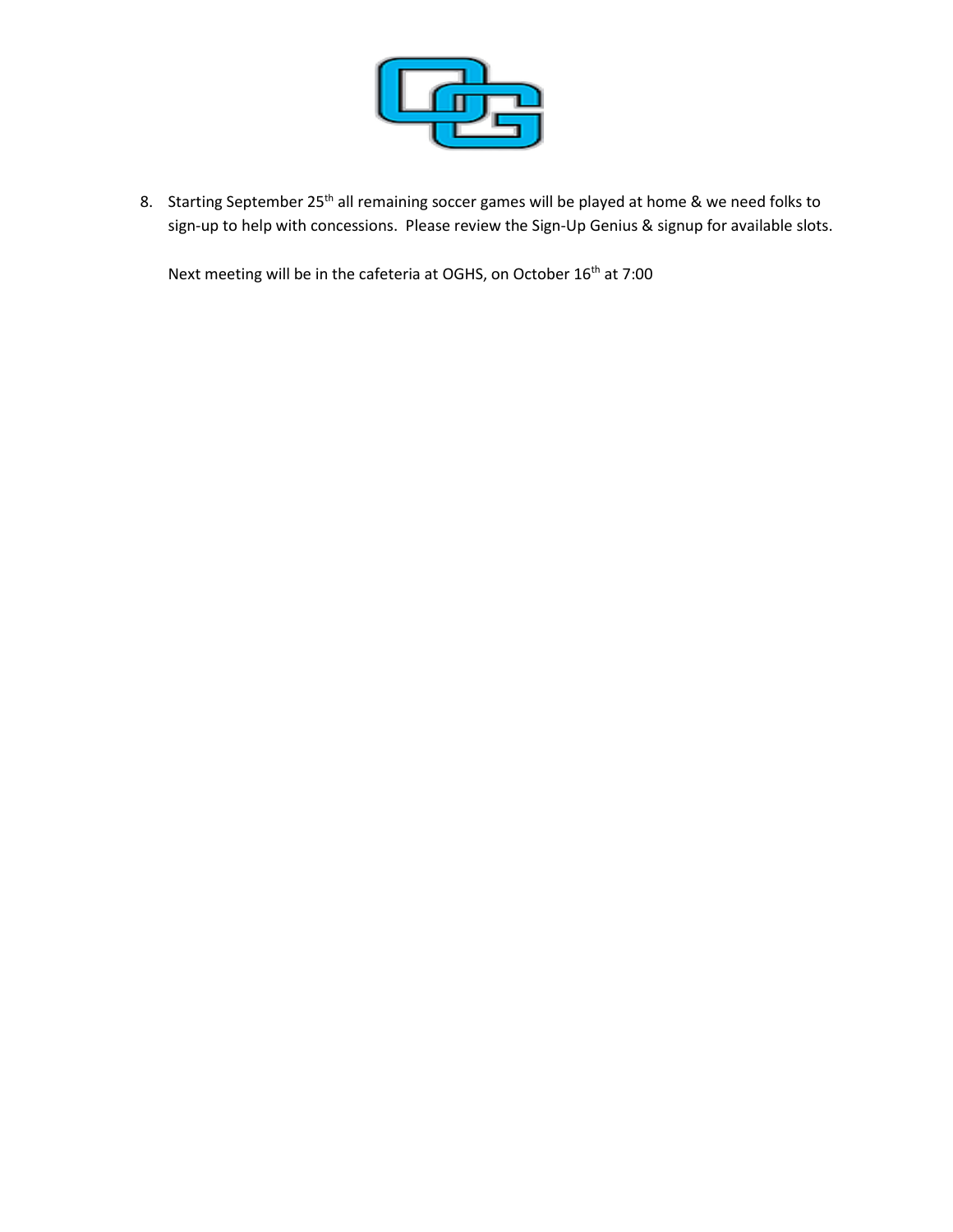8. Starting September 25th all remaining soccer games will be played at home & we need folks to sign-up to help with concessions. Please review the Sign-Up Genius & signup for available slots.

Next meeting will be in the cafeteria at OGHS, on October 16th at 7:00